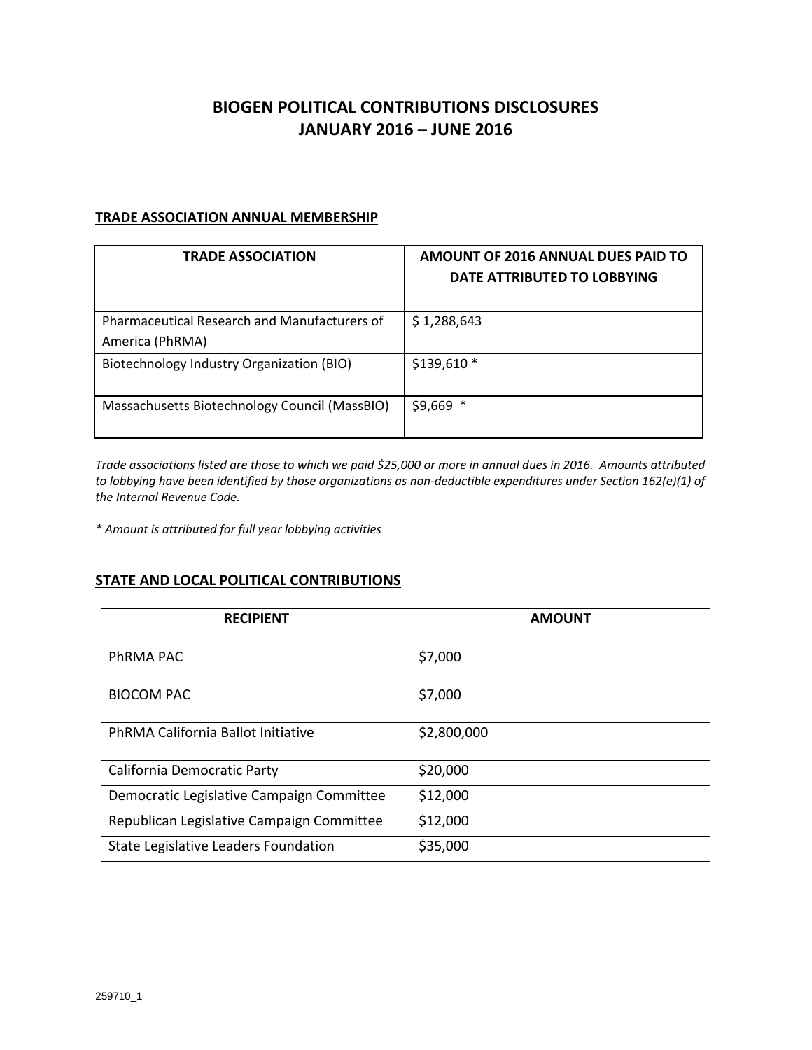# BIOGEN POLITICAL CONTRIBUTIONS DISCLOSURES
# JANUARY 2016 – JUNE 2016

## TRADE ASSOCIATION ANNUAL MEMBERSHIP

| TRADE ASSOCIATION | AMOUNT OF 2016 ANNUAL DUES PAID TO DATE ATTRIBUTED TO LOBBYING |
|---|---|
| Pharmaceutical Research and Manufacturers of America (PhRMA) | $ 1,288,643 |
| Biotechnology Industry Organization (BIO) | $139,610 * |
| Massachusetts Biotechnology Council (MassBIO) | $9,669 * |

*Trade associations listed are those to which we paid $25,000 or more in annual dues in 2016. Amounts attributed to lobbying have been identified by those organizations as non-deductible expenditures under Section 162(e)(1) of the Internal Revenue Code.*

*\* Amount is attributed for full year lobbying activities*

## STATE AND LOCAL POLITICAL CONTRIBUTIONS

| RECIPIENT | AMOUNT |
|---|---|
| PhRMA PAC | $7,000 |
| BIOCOM PAC | $7,000 |
| PhRMA California Ballot Initiative | $2,800,000 |
| California Democratic Party | $20,000 |
| Democratic Legislative Campaign Committee | $12,000 |
| Republican Legislative Campaign Committee | $12,000 |
| State Legislative Leaders Foundation | $35,000 |

259710_1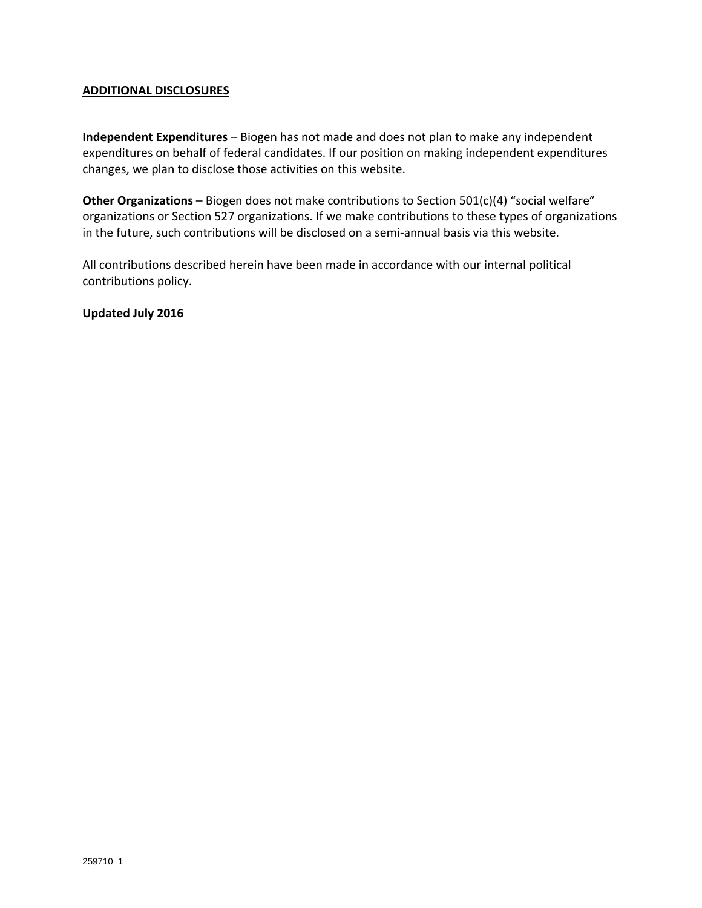## ADDITIONAL DISCLOSURES

**Independent Expenditures** – Biogen has not made and does not plan to make any independent expenditures on behalf of federal candidates. If our position on making independent expenditures changes, we plan to disclose those activities on this website.

**Other Organizations** – Biogen does not make contributions to Section 501(c)(4) "social welfare" organizations or Section 527 organizations. If we make contributions to these types of organizations in the future, such contributions will be disclosed on a semi-annual basis via this website.

All contributions described herein have been made in accordance with our internal political contributions policy.

**Updated July 2016**

259710_1